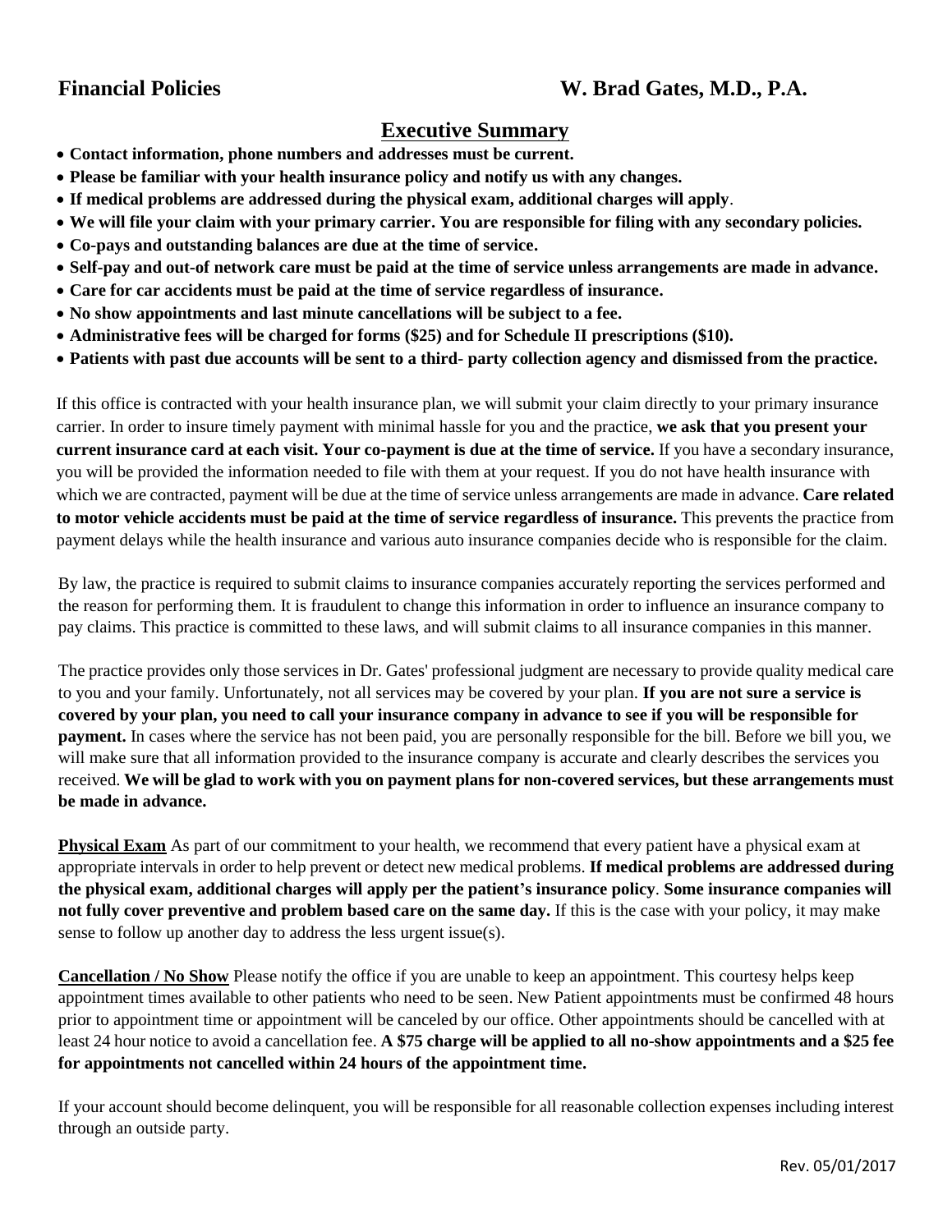**Financial Policies** **W. Brad Gates, M.D., P.A.**

## Executive Summary

- **Contact information, phone numbers and addresses must be current.**
- **Please be familiar with your health insurance policy and notify us with any changes.**
- **If medical problems are addressed during the physical exam, additional charges will apply**.
- **We will file your claim with your primary carrier. You are responsible for filing with any secondary policies.**
- **Co-pays and outstanding balances are due at the time of service.**
- **Self-pay and out-of network care must be paid at the time of service unless arrangements are made in advance.**
- **Care for car accidents must be paid at the time of service regardless of insurance.**
- **No show appointments and last minute cancellations will be subject to a fee.**
- **Administrative fees will be charged for forms ($25) and for Schedule II prescriptions ($10).**
- **Patients with past due accounts will be sent to a third- party collection agency and dismissed from the practice.**

If this office is contracted with your health insurance plan, we will submit your claim directly to your primary insurance carrier. In order to insure timely payment with minimal hassle for you and the practice, **we ask that you present your current insurance card at each visit. Your co-payment is due at the time of service.** If you have a secondary insurance, you will be provided the information needed to file with them at your request. If you do not have health insurance with which we are contracted, payment will be due at the time of service unless arrangements are made in advance. **Care related to motor vehicle accidents must be paid at the time of service regardless of insurance.** This prevents the practice from payment delays while the health insurance and various auto insurance companies decide who is responsible for the claim.

By law, the practice is required to submit claims to insurance companies accurately reporting the services performed and the reason for performing them. It is fraudulent to change this information in order to influence an insurance company to pay claims. This practice is committed to these laws, and will submit claims to all insurance companies in this manner.

The practice provides only those services in Dr. Gates' professional judgment are necessary to provide quality medical care to you and your family. Unfortunately, not all services may be covered by your plan. **If you are not sure a service is covered by your plan, you need to call your insurance company in advance to see if you will be responsible for payment.** In cases where the service has not been paid, you are personally responsible for the bill. Before we bill you, we will make sure that all information provided to the insurance company is accurate and clearly describes the services you received. **We will be glad to work with you on payment plans for non-covered services, but these arrangements must be made in advance.**

**Physical Exam** As part of our commitment to your health, we recommend that every patient have a physical exam at appropriate intervals in order to help prevent or detect new medical problems. **If medical problems are addressed during the physical exam, additional charges will apply per the patient's insurance policy**. **Some insurance companies will not fully cover preventive and problem based care on the same day.** If this is the case with your policy, it may make sense to follow up another day to address the less urgent issue(s).

**Cancellation / No Show** Please notify the office if you are unable to keep an appointment. This courtesy helps keep appointment times available to other patients who need to be seen. New Patient appointments must be confirmed 48 hours prior to appointment time or appointment will be canceled by our office. Other appointments should be cancelled with at least 24 hour notice to avoid a cancellation fee. **A $75 charge will be applied to all no-show appointments and a $25 fee for appointments not cancelled within 24 hours of the appointment time.**

If your account should become delinquent, you will be responsible for all reasonable collection expenses including interest through an outside party.

Rev. 05/01/2017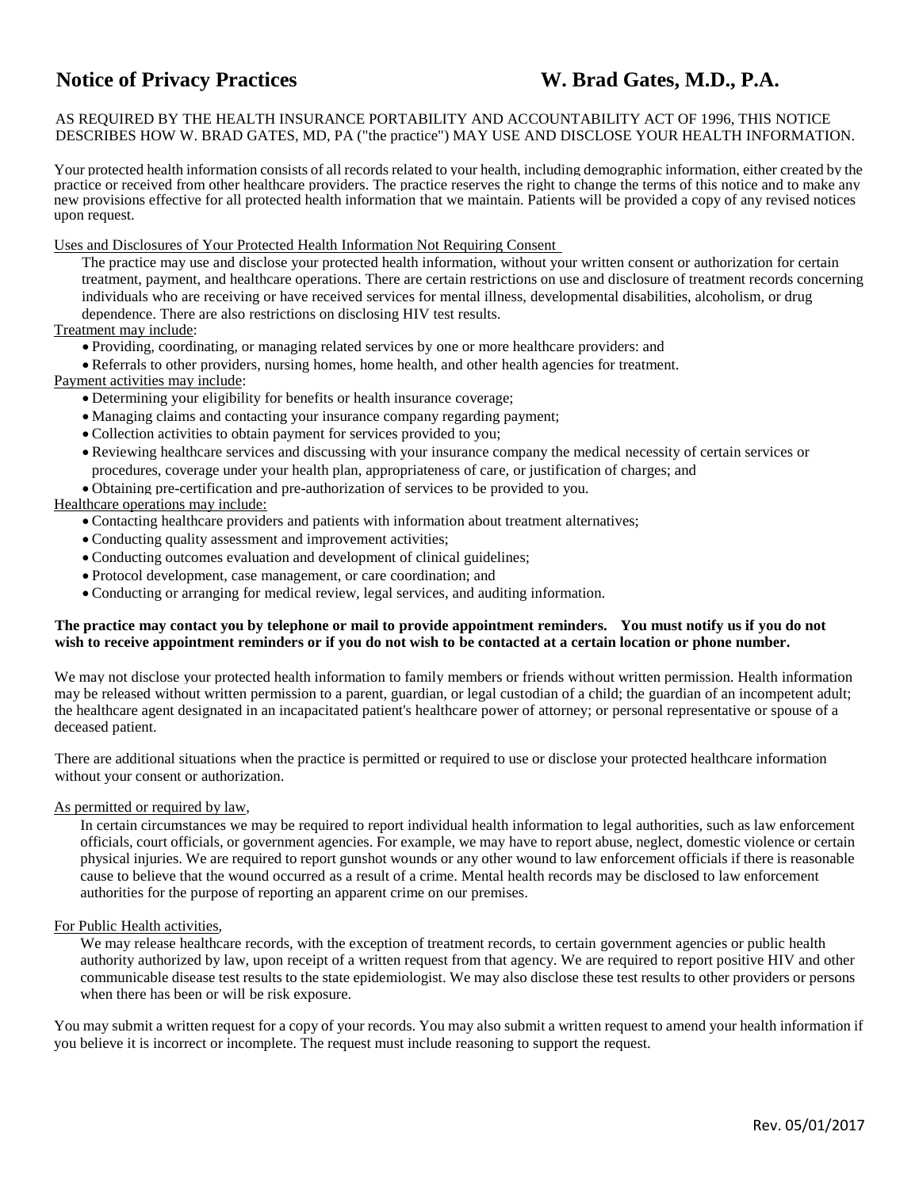# Notice of Privacy Practices W. Brad Gates, M.D., P.A.

AS REQUIRED BY THE HEALTH INSURANCE PORTABILITY AND ACCOUNTABILITY ACT OF 1996, THIS NOTICE DESCRIBES HOW W. BRAD GATES, MD, PA ("the practice") MAY USE AND DISCLOSE YOUR HEALTH INFORMATION.

Your protected health information consists of all records related to your health, including demographic information, either created by the practice or received from other healthcare providers. The practice reserves the right to change the terms of this notice and to make any new provisions effective for all protected health information that we maintain. Patients will be provided a copy of any revised notices upon request.

Uses and Disclosures of Your Protected Health Information Not Requiring Consent

The practice may use and disclose your protected health information, without your written consent or authorization for certain treatment, payment, and healthcare operations. There are certain restrictions on use and disclosure of treatment records concerning individuals who are receiving or have received services for mental illness, developmental disabilities, alcoholism, or drug dependence. There are also restrictions on disclosing HIV test results.

Treatment may include:

- Providing, coordinating, or managing related services by one or more healthcare providers: and
- Referrals to other providers, nursing homes, home health, and other health agencies for treatment.

Payment activities may include:

- Determining your eligibility for benefits or health insurance coverage;
- Managing claims and contacting your insurance company regarding payment;
- Collection activities to obtain payment for services provided to you;
- Reviewing healthcare services and discussing with your insurance company the medical necessity of certain services or procedures, coverage under your health plan, appropriateness of care, or justification of charges; and
- Obtaining pre-certification and pre-authorization of services to be provided to you.

Healthcare operations may include:

- Contacting healthcare providers and patients with information about treatment alternatives;
- Conducting quality assessment and improvement activities;
- Conducting outcomes evaluation and development of clinical guidelines;
- Protocol development, case management, or care coordination; and
- Conducting or arranging for medical review, legal services, and auditing information.

**The practice may contact you by telephone or mail to provide appointment reminders. You must notify us if you do not wish to receive appointment reminders or if you do not wish to be contacted at a certain location or phone number.**

We may not disclose your protected health information to family members or friends without written permission. Health information may be released without written permission to a parent, guardian, or legal custodian of a child; the guardian of an incompetent adult; the healthcare agent designated in an incapacitated patient's healthcare power of attorney; or personal representative or spouse of a deceased patient.

There are additional situations when the practice is permitted or required to use or disclose your protected healthcare information without your consent or authorization.

As permitted or required by law,

In certain circumstances we may be required to report individual health information to legal authorities, such as law enforcement officials, court officials, or government agencies. For example, we may have to report abuse, neglect, domestic violence or certain physical injuries. We are required to report gunshot wounds or any other wound to law enforcement officials if there is reasonable cause to believe that the wound occurred as a result of a crime. Mental health records may be disclosed to law enforcement authorities for the purpose of reporting an apparent crime on our premises.

For Public Health activities,

We may release healthcare records, with the exception of treatment records, to certain government agencies or public health authority authorized by law, upon receipt of a written request from that agency. We are required to report positive HIV and other communicable disease test results to the state epidemiologist. We may also disclose these test results to other providers or persons when there has been or will be risk exposure.

You may submit a written request for a copy of your records. You may also submit a written request to amend your health information if you believe it is incorrect or incomplete. The request must include reasoning to support the request.

Rev. 05/01/2017